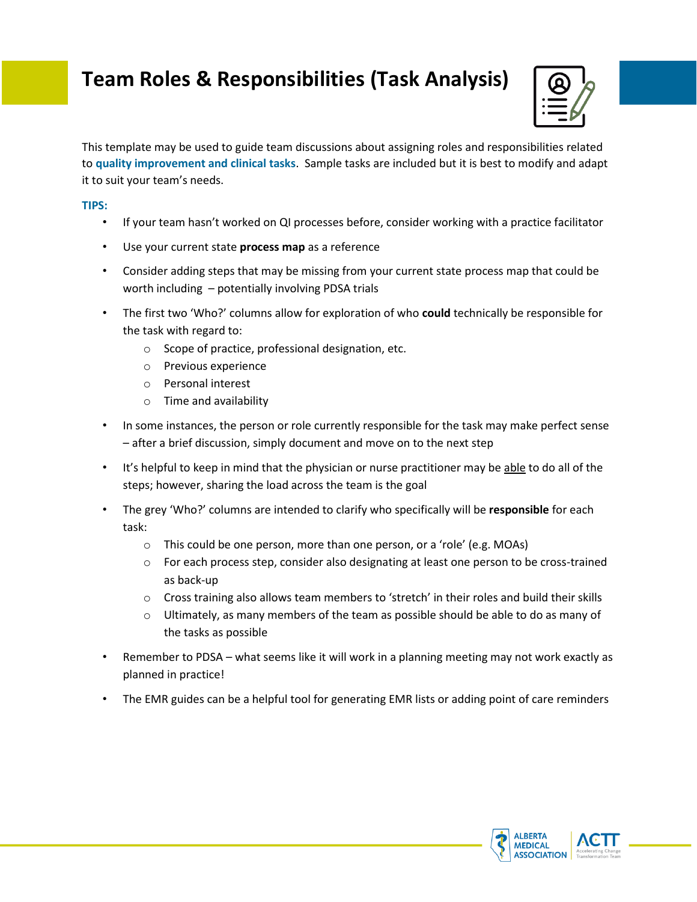# Team Roles & Responsibilities (Task Analysis)

This template may be used to guide team discussions about assigning roles and responsibilities related to **quality improvement and clinical tasks**. Sample tasks are included but it is best to modify and adapt it to suit your team's needs.

**TIPS:**

- If your team hasn't worked on QI processes before, consider working with a practice facilitator
- Use your current state **process map** as a reference
- Consider adding steps that may be missing from your current state process map that could be worth including – potentially involving PDSA trials
- The first two 'Who?' columns allow for exploration of who **could** technically be responsible for the task with regard to:
  - Scope of practice, professional designation, etc.
  - Previous experience
  - Personal interest
  - Time and availability
- In some instances, the person or role currently responsible for the task may make perfect sense – after a brief discussion, simply document and move on to the next step
- It's helpful to keep in mind that the physician or nurse practitioner may be able to do all of the steps; however, sharing the load across the team is the goal
- The grey 'Who?' columns are intended to clarify who specifically will be **responsible** for each task:
  - This could be one person, more than one person, or a 'role' (e.g. MOAs)
  - For each process step, consider also designating at least one person to be cross-trained as back-up
  - Cross training also allows team members to 'stretch' in their roles and build their skills
  - Ultimately, as many members of the team as possible should be able to do as many of the tasks as possible
- Remember to PDSA – what seems like it will work in a planning meeting may not work exactly as planned in practice!
- The EMR guides can be a helpful tool for generating EMR lists or adding point of care reminders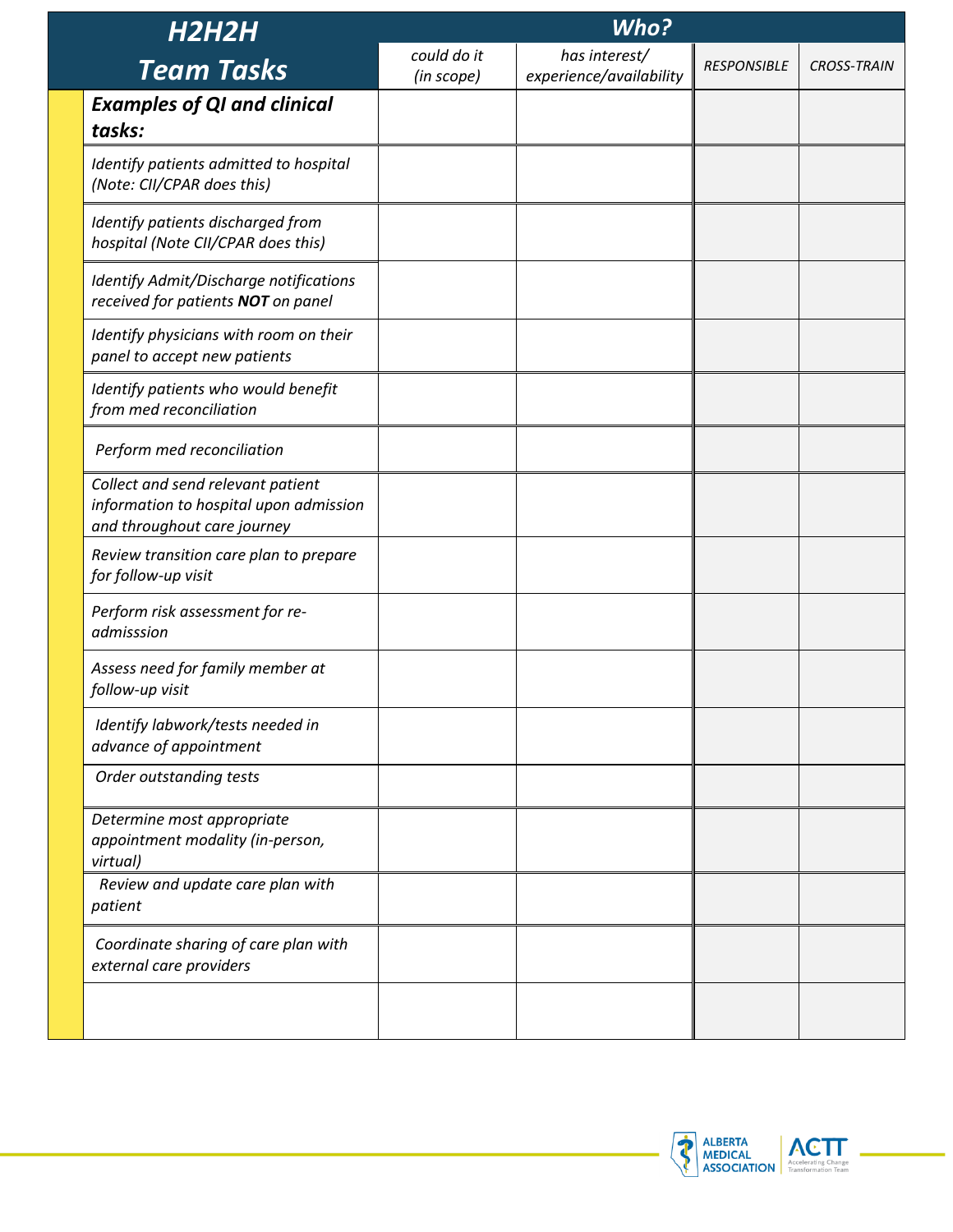| H2H2H Team Tasks | Who? | | | |
|---|---|---|---|---|
| | *could do it (in scope)* | *has interest/ experience/availability* | *RESPONSIBLE* | *CROSS-TRAIN* |
| ***Examples of QI and clinical tasks:*** | | | | |
| *Identify patients admitted to hospital (Note: CII/CPAR does this)* | | | | |
| *Identify patients discharged from hospital (Note CII/CPAR does this)* | | | | |
| *Identify Admit/Discharge notifications received for patients **NOT** on panel* | | | | |
| *Identify physicians with room on their panel to accept new patients* | | | | |
| *Identify patients who would benefit from med reconciliation* | | | | |
| *Perform med reconciliation* | | | | |
| *Collect and send relevant patient information to hospital upon admission and throughout care journey* | | | | |
| *Review transition care plan to prepare for follow-up visit* | | | | |
| *Perform risk assessment for re-admisssion* | | | | |
| *Assess need for family member at follow-up visit* | | | | |
| *Identify labwork/tests needed in advance of appointment* | | | | |
| *Order outstanding tests* | | | | |
| *Determine most appropriate appointment modality (in-person, virtual)* | | | | |
| *Review and update care plan with patient* | | | | |
| *Coordinate sharing of care plan with external care providers* | | | | |
| | | | | |